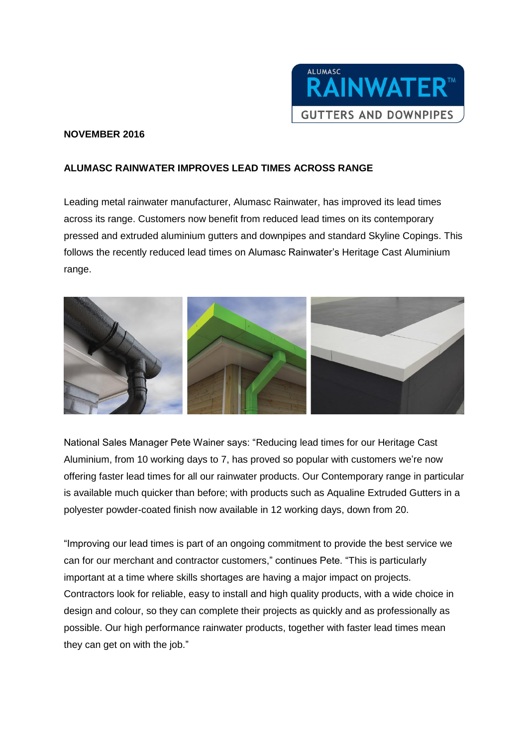**NOVEMBER 2016**

## ALUMASC RAINWATER IMPROVES LEAD TIMES ACROSS RANGE

Leading metal rainwater manufacturer, Alumasc Rainwater, has improved its lead times across its range. Customers now benefit from reduced lead times on its contemporary pressed and extruded aluminium gutters and downpipes and standard Skyline Copings. This follows the recently reduced lead times on Alumasc Rainwater's Heritage Cast Aluminium range.

National Sales Manager Pete Wainer says: "Reducing lead times for our Heritage Cast Aluminium, from 10 working days to 7, has proved so popular with customers we're now offering faster lead times for all our rainwater products. Our Contemporary range in particular is available much quicker than before; with products such as Aqualine Extruded Gutters in a polyester powder-coated finish now available in 12 working days, down from 20.

"Improving our lead times is part of an ongoing commitment to provide the best service we can for our merchant and contractor customers," continues Pete. "This is particularly important at a time where skills shortages are having a major impact on projects. Contractors look for reliable, easy to install and high quality products, with a wide choice in design and colour, so they can complete their projects as quickly and as professionally as possible. Our high performance rainwater products, together with faster lead times mean they can get on with the job."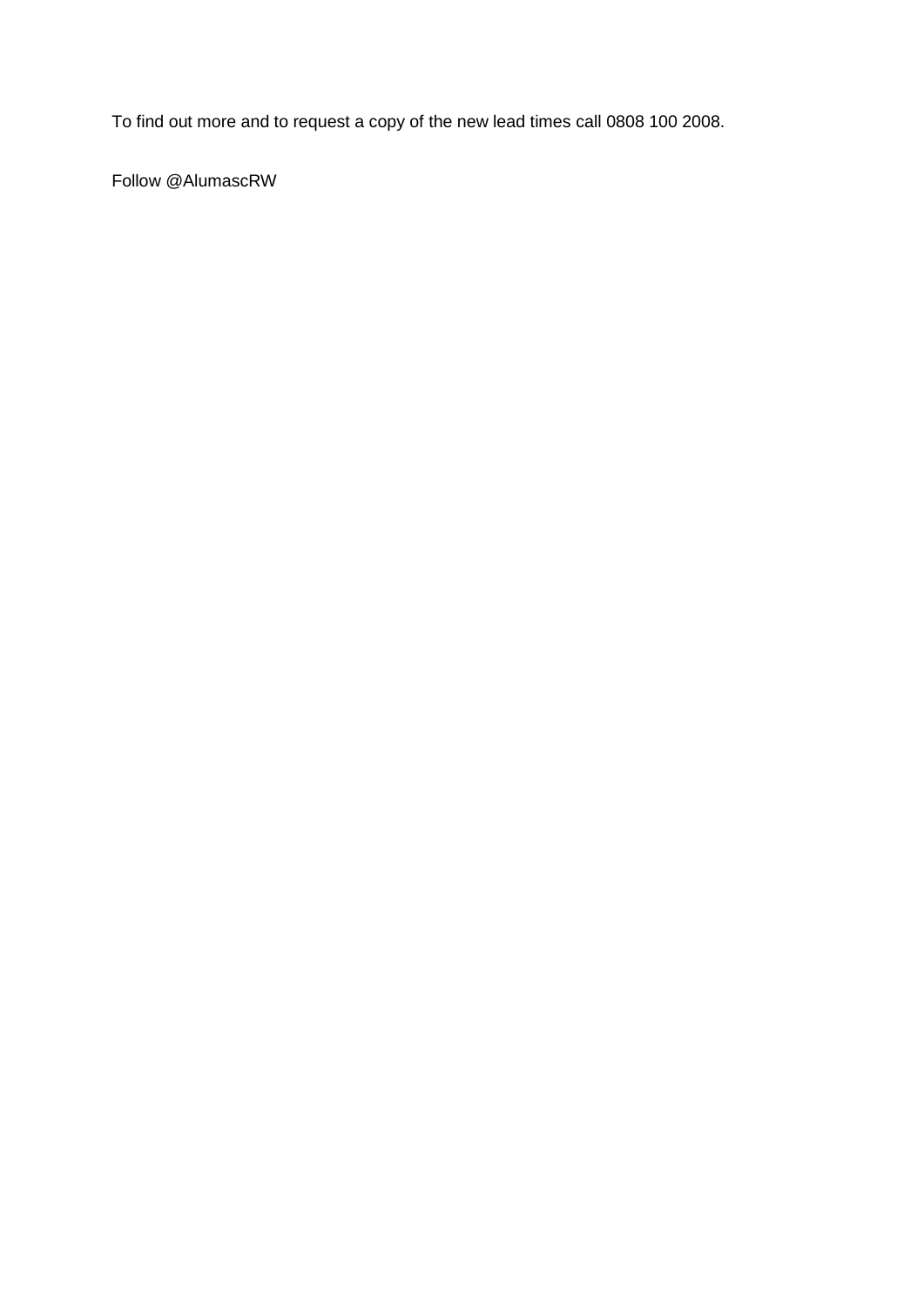To find out more and to request a copy of the new lead times call 0808 100 2008.

Follow @AlumascRW